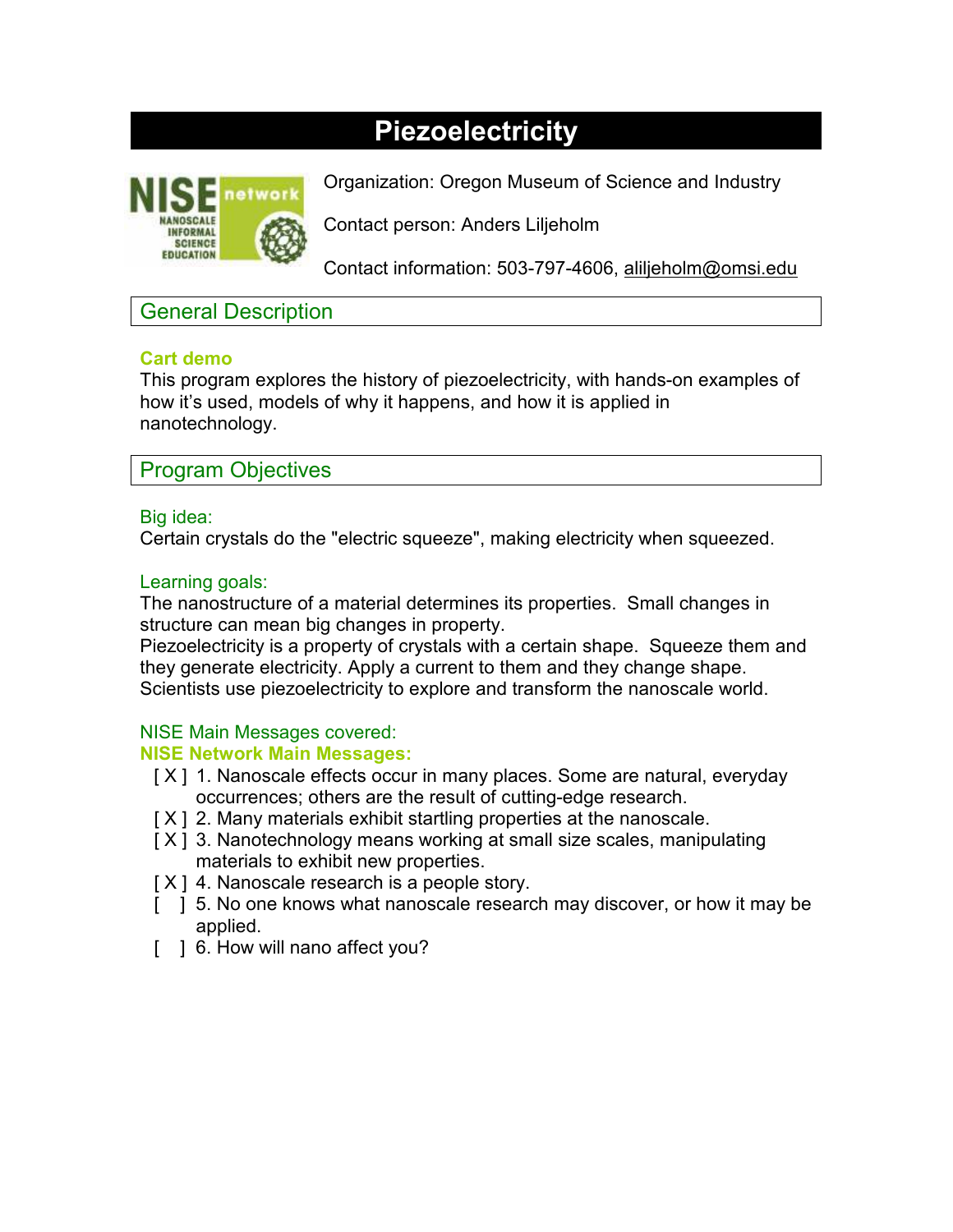# Piezoelectricity

Organization: Oregon Museum of Science and Industry

Contact person: Anders Liljeholm

Contact information: 503-797-4606, aliljeholm@omsi.edu

## General Description

### Cart demo

This program explores the history of piezoelectricity, with hands-on examples of how it's used, models of why it happens, and how it is applied in nanotechnology.

## Program Objectives

### Big idea:

Certain crystals do the "electric squeeze", making electricity when squeezed.

### Learning goals:

The nanostructure of a material determines its properties. Small changes in structure can mean big changes in property.
Piezoelectricity is a property of crystals with a certain shape. Squeeze them and they generate electricity. Apply a current to them and they change shape.
Scientists use piezoelectricity to explore and transform the nanoscale world.

### NISE Main Messages covered:

**NISE Network Main Messages:**

- [ X ] 1. Nanoscale effects occur in many places. Some are natural, everyday occurrences; others are the result of cutting-edge research.
- [ X ] 2. Many materials exhibit startling properties at the nanoscale.
- [ X ] 3. Nanotechnology means working at small size scales, manipulating materials to exhibit new properties.
- [ X ] 4. Nanoscale research is a people story.
- [ ] 5. No one knows what nanoscale research may discover, or how it may be applied.
- [ ] 6. How will nano affect you?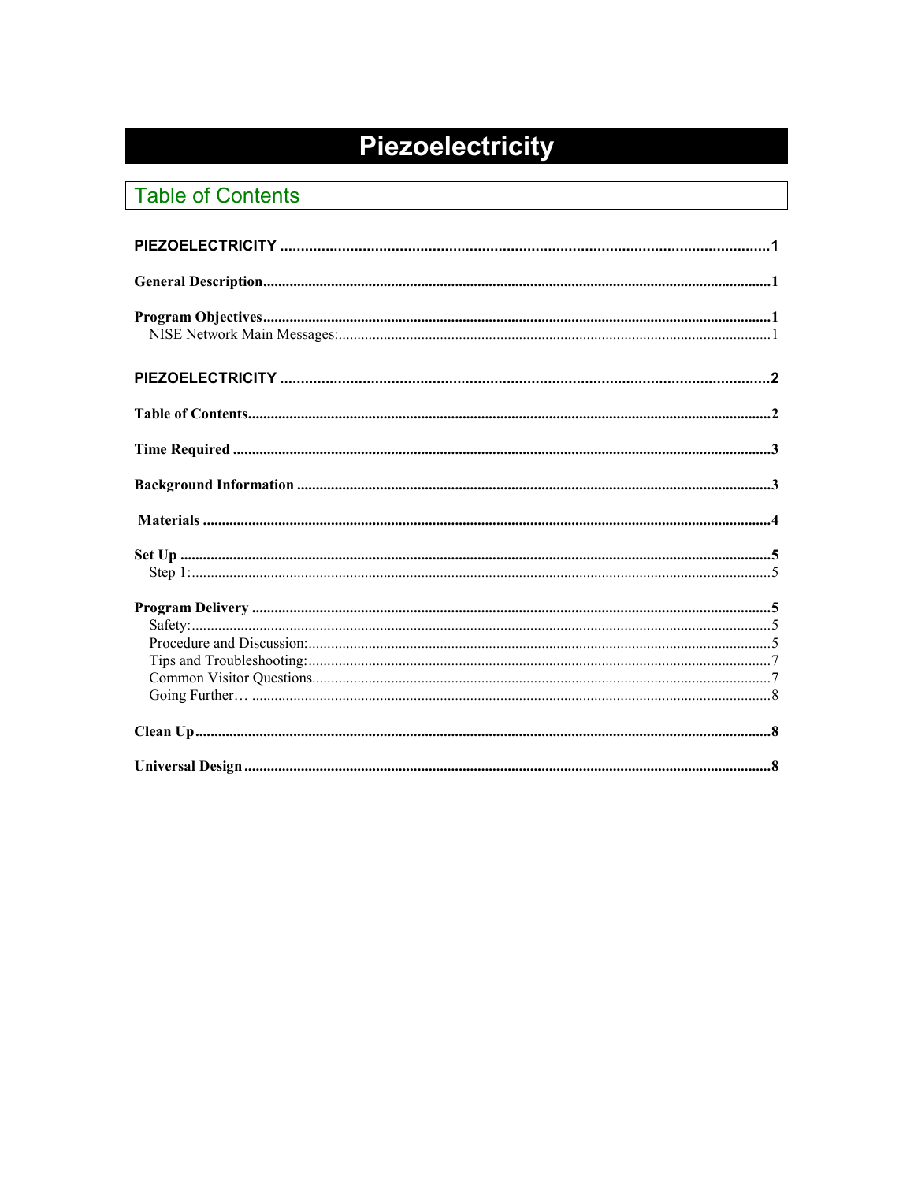# Piezoelectricity

## Table of Contents

**PIEZOELECTRICITY** ........................................................................................................ **1**

**General Description**........................................................................................................ **1**

**Program Objectives**........................................................................................................ **1**
- NISE Network Main Messages:........................................................................................ 1

**PIEZOELECTRICITY** ........................................................................................................ **2**

**Table of Contents**........................................................................................................ **2**

**Time Required** ........................................................................................................ **3**

**Background Information** ........................................................................................................ **3**

**Materials** ........................................................................................................ **4**

**Set Up** ........................................................................................................ **5**
- Step 1:........................................................................................................ 5

**Program Delivery** ........................................................................................................ **5**
- Safety:........................................................................................................ 5
- Procedure and Discussion:........................................................................................ 5
- Tips and Troubleshooting:........................................................................................ 7
- Common Visitor Questions........................................................................................ 7
- Going Further… ........................................................................................................ 8

**Clean Up**........................................................................................................ **8**

**Universal Design**........................................................................................................ **8**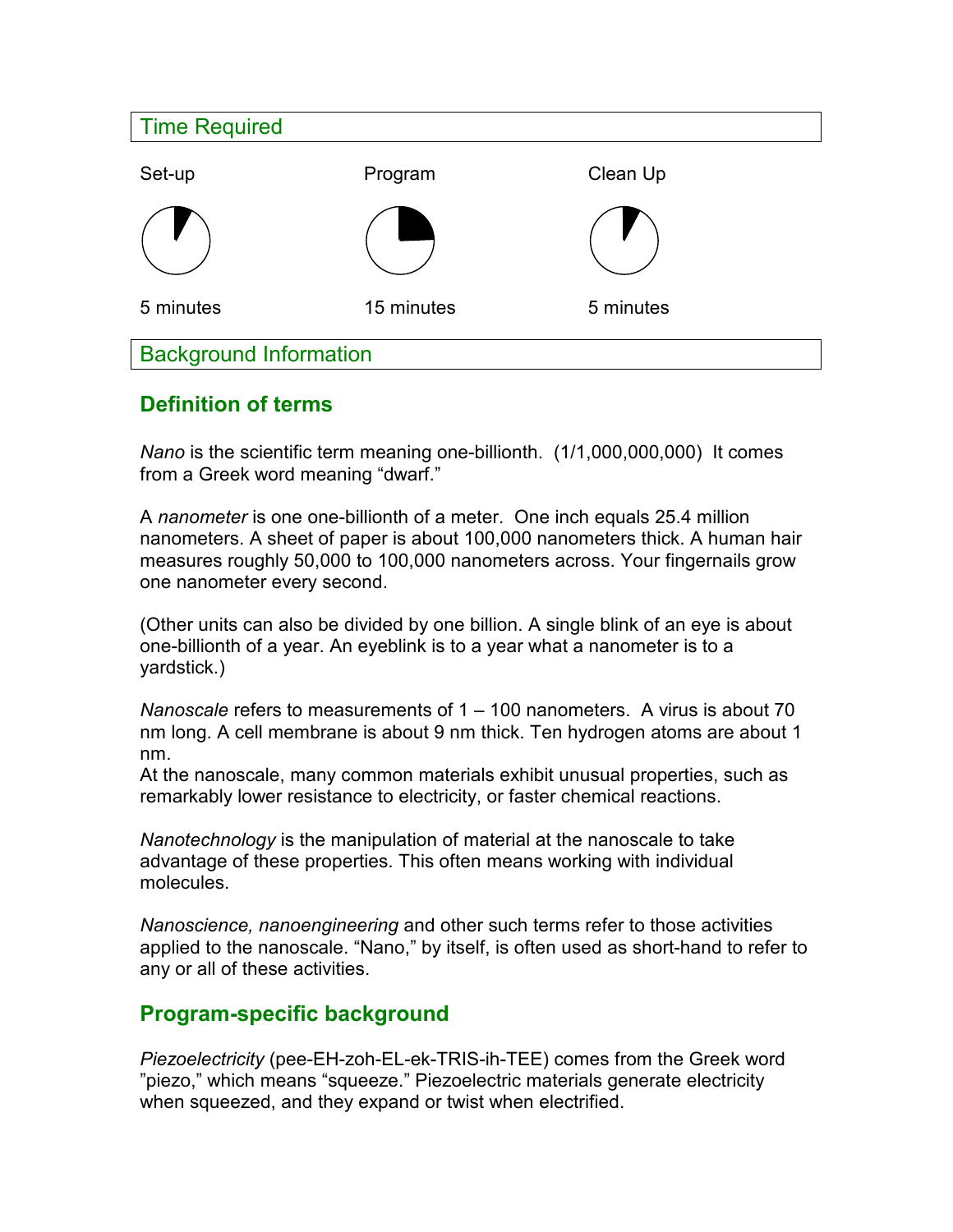## Time Required

| Set-up | Program | Clean Up |
|---|---|---|
| 5 minutes | 15 minutes | 5 minutes |

## Background Information

### Definition of terms

*Nano* is the scientific term meaning one-billionth. (1/1,000,000,000) It comes from a Greek word meaning "dwarf."

A *nanometer* is one one-billionth of a meter. One inch equals 25.4 million nanometers. A sheet of paper is about 100,000 nanometers thick. A human hair measures roughly 50,000 to 100,000 nanometers across. Your fingernails grow one nanometer every second.

(Other units can also be divided by one billion. A single blink of an eye is about one-billionth of a year. An eyeblink is to a year what a nanometer is to a yardstick.)

*Nanoscale* refers to measurements of 1 – 100 nanometers. A virus is about 70 nm long. A cell membrane is about 9 nm thick. Ten hydrogen atoms are about 1 nm.
At the nanoscale, many common materials exhibit unusual properties, such as remarkably lower resistance to electricity, or faster chemical reactions.

*Nanotechnology* is the manipulation of material at the nanoscale to take advantage of these properties. This often means working with individual molecules.

*Nanoscience, nanoengineering* and other such terms refer to those activities applied to the nanoscale. "Nano," by itself, is often used as short-hand to refer to any or all of these activities.

### Program-specific background

*Piezoelectricity* (pee-EH-zoh-EL-ek-TRIS-ih-TEE) comes from the Greek word "piezo," which means "squeeze." Piezoelectric materials generate electricity when squeezed, and they expand or twist when electrified.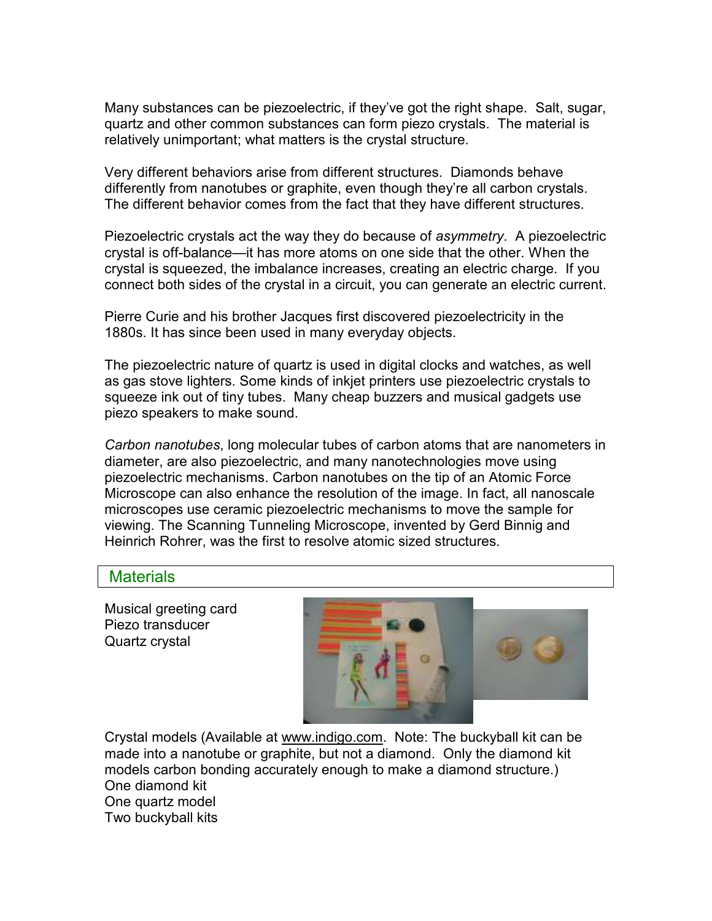Many substances can be piezoelectric, if they've got the right shape. Salt, sugar, quartz and other common substances can form piezo crystals. The material is relatively unimportant; what matters is the crystal structure.

Very different behaviors arise from different structures. Diamonds behave differently from nanotubes or graphite, even though they're all carbon crystals. The different behavior comes from the fact that they have different structures.

Piezoelectric crystals act the way they do because of *asymmetry*. A piezoelectric crystal is off-balance—it has more atoms on one side that the other. When the crystal is squeezed, the imbalance increases, creating an electric charge. If you connect both sides of the crystal in a circuit, you can generate an electric current.

Pierre Curie and his brother Jacques first discovered piezoelectricity in the 1880s. It has since been used in many everyday objects.

The piezoelectric nature of quartz is used in digital clocks and watches, as well as gas stove lighters. Some kinds of inkjet printers use piezoelectric crystals to squeeze ink out of tiny tubes. Many cheap buzzers and musical gadgets use piezo speakers to make sound.

*Carbon nanotubes*, long molecular tubes of carbon atoms that are nanometers in diameter, are also piezoelectric, and many nanotechnologies move using piezoelectric mechanisms. Carbon nanotubes on the tip of an Atomic Force Microscope can also enhance the resolution of the image. In fact, all nanoscale microscopes use ceramic piezoelectric mechanisms to move the sample for viewing. The Scanning Tunneling Microscope, invented by Gerd Binnig and Heinrich Rohrer, was the first to resolve atomic sized structures.

## Materials

Musical greeting card
Piezo transducer
Quartz crystal

Crystal models (Available at www.indigo.com. Note: The buckyball kit can be made into a nanotube or graphite, but not a diamond. Only the diamond kit models carbon bonding accurately enough to make a diamond structure.)
One diamond kit
One quartz model
Two buckyball kits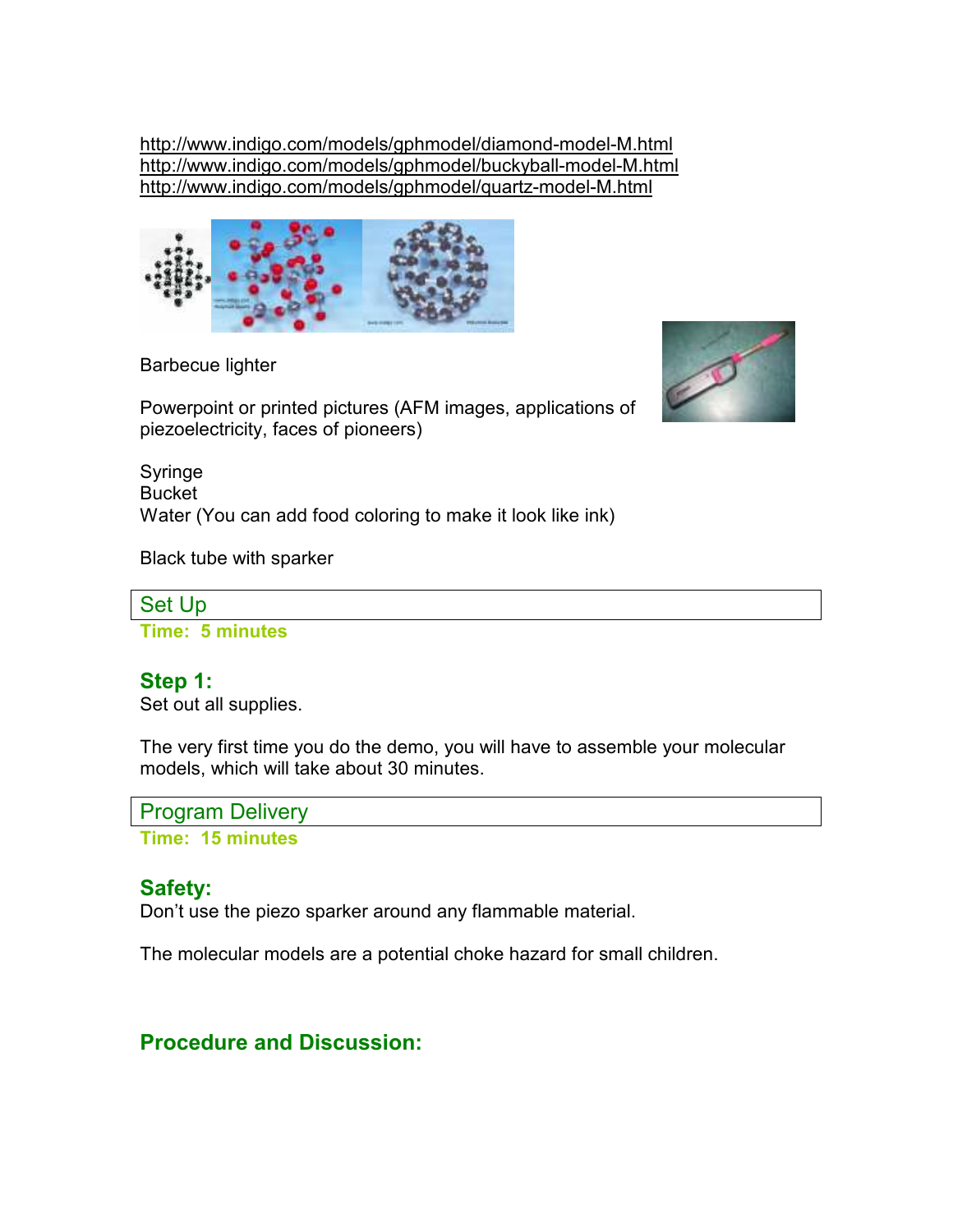http://www.indigo.com/models/gphmodel/diamond-model-M.html
http://www.indigo.com/models/gphmodel/buckyball-model-M.html
http://www.indigo.com/models/gphmodel/quartz-model-M.html

Barbecue lighter

Powerpoint or printed pictures (AFM images, applications of piezoelectricity, faces of pioneers)

Syringe
Bucket
Water (You can add food coloring to make it look like ink)

Black tube with sparker

## Set Up

**Time: 5 minutes**

### Step 1:

Set out all supplies.

The very first time you do the demo, you will have to assemble your molecular models, which will take about 30 minutes.

## Program Delivery

**Time: 15 minutes**

### Safety:

Don't use the piezo sparker around any flammable material.

The molecular models are a potential choke hazard for small children.

### Procedure and Discussion: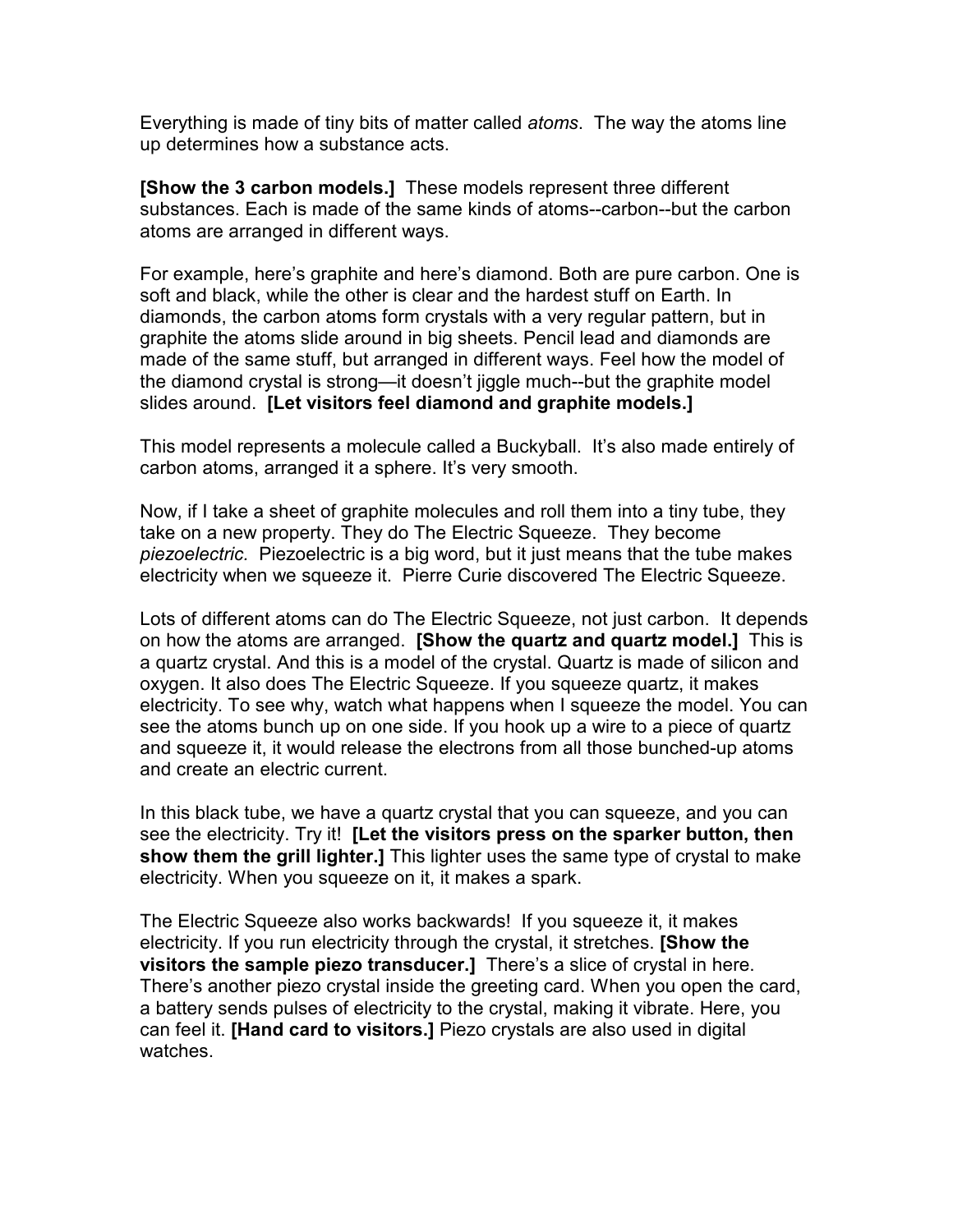Everything is made of tiny bits of matter called *atoms*. The way the atoms line up determines how a substance acts.

**[Show the 3 carbon models.]** These models represent three different substances. Each is made of the same kinds of atoms--carbon--but the carbon atoms are arranged in different ways.

For example, here's graphite and here's diamond. Both are pure carbon. One is soft and black, while the other is clear and the hardest stuff on Earth. In diamonds, the carbon atoms form crystals with a very regular pattern, but in graphite the atoms slide around in big sheets. Pencil lead and diamonds are made of the same stuff, but arranged in different ways. Feel how the model of the diamond crystal is strong—it doesn't jiggle much--but the graphite model slides around. **[Let visitors feel diamond and graphite models.]**

This model represents a molecule called a Buckyball. It's also made entirely of carbon atoms, arranged it a sphere. It's very smooth.

Now, if I take a sheet of graphite molecules and roll them into a tiny tube, they take on a new property. They do The Electric Squeeze. They become *piezoelectric.* Piezoelectric is a big word, but it just means that the tube makes electricity when we squeeze it. Pierre Curie discovered The Electric Squeeze.

Lots of different atoms can do The Electric Squeeze, not just carbon. It depends on how the atoms are arranged. **[Show the quartz and quartz model.]** This is a quartz crystal. And this is a model of the crystal. Quartz is made of silicon and oxygen. It also does The Electric Squeeze. If you squeeze quartz, it makes electricity. To see why, watch what happens when I squeeze the model. You can see the atoms bunch up on one side. If you hook up a wire to a piece of quartz and squeeze it, it would release the electrons from all those bunched-up atoms and create an electric current.

In this black tube, we have a quartz crystal that you can squeeze, and you can see the electricity. Try it! **[Let the visitors press on the sparker button, then show them the grill lighter.]** This lighter uses the same type of crystal to make electricity. When you squeeze on it, it makes a spark.

The Electric Squeeze also works backwards! If you squeeze it, it makes electricity. If you run electricity through the crystal, it stretches. **[Show the visitors the sample piezo transducer.]** There's a slice of crystal in here. There's another piezo crystal inside the greeting card. When you open the card, a battery sends pulses of electricity to the crystal, making it vibrate. Here, you can feel it. **[Hand card to visitors.]** Piezo crystals are also used in digital watches.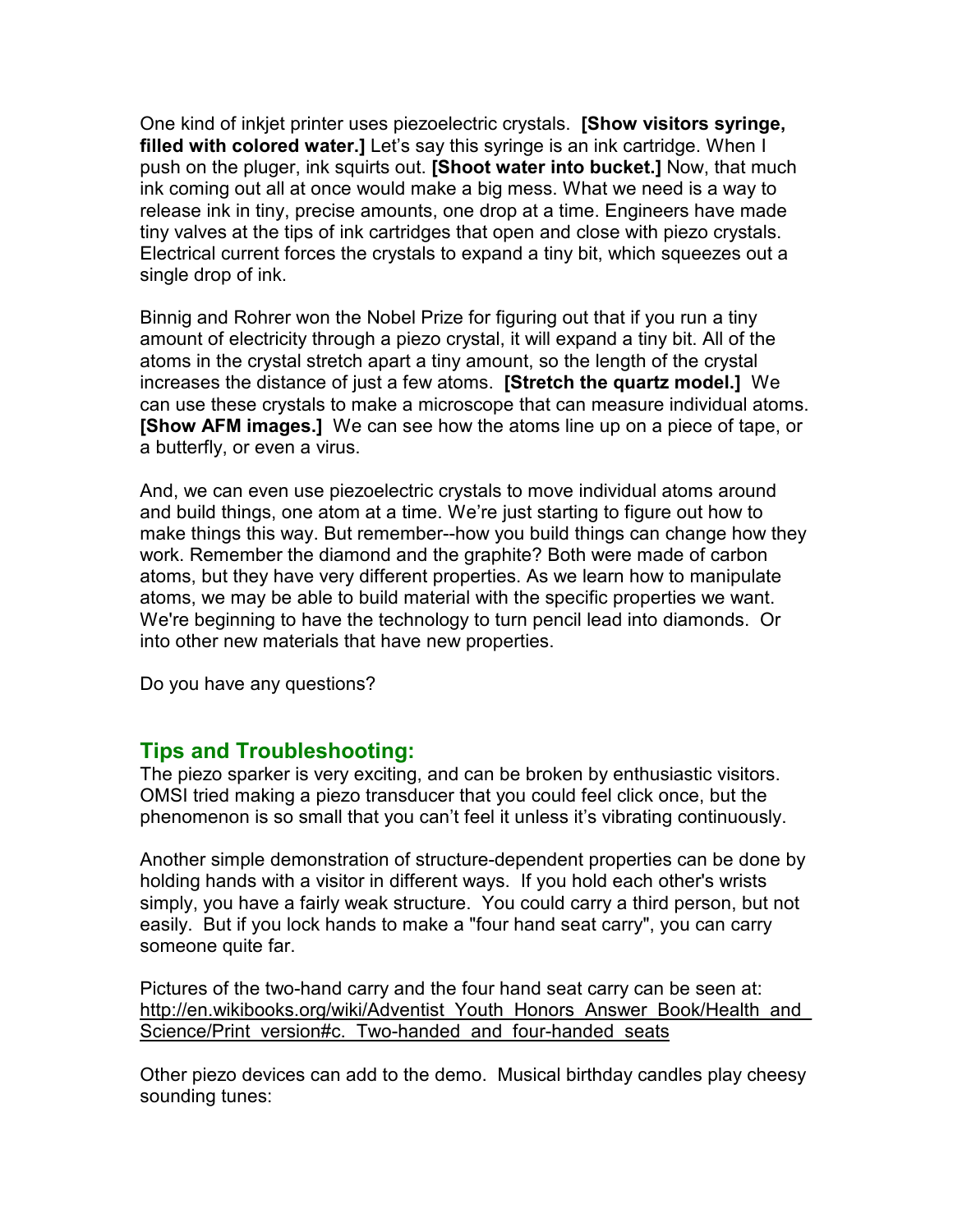One kind of inkjet printer uses piezoelectric crystals. **[Show visitors syringe, filled with colored water.]** Let's say this syringe is an ink cartridge. When I push on the pluger, ink squirts out. **[Shoot water into bucket.]** Now, that much ink coming out all at once would make a big mess. What we need is a way to release ink in tiny, precise amounts, one drop at a time. Engineers have made tiny valves at the tips of ink cartridges that open and close with piezo crystals. Electrical current forces the crystals to expand a tiny bit, which squeezes out a single drop of ink.

Binnig and Rohrer won the Nobel Prize for figuring out that if you run a tiny amount of electricity through a piezo crystal, it will expand a tiny bit. All of the atoms in the crystal stretch apart a tiny amount, so the length of the crystal increases the distance of just a few atoms. **[Stretch the quartz model.]** We can use these crystals to make a microscope that can measure individual atoms. **[Show AFM images.]** We can see how the atoms line up on a piece of tape, or a butterfly, or even a virus.

And, we can even use piezoelectric crystals to move individual atoms around and build things, one atom at a time. We're just starting to figure out how to make things this way. But remember--how you build things can change how they work. Remember the diamond and the graphite? Both were made of carbon atoms, but they have very different properties. As we learn how to manipulate atoms, we may be able to build material with the specific properties we want. We're beginning to have the technology to turn pencil lead into diamonds. Or into other new materials that have new properties.

Do you have any questions?

## Tips and Troubleshooting:

The piezo sparker is very exciting, and can be broken by enthusiastic visitors. OMSI tried making a piezo transducer that you could feel click once, but the phenomenon is so small that you can't feel it unless it's vibrating continuously.

Another simple demonstration of structure-dependent properties can be done by holding hands with a visitor in different ways. If you hold each other's wrists simply, you have a fairly weak structure. You could carry a third person, but not easily. But if you lock hands to make a "four hand seat carry", you can carry someone quite far.

Pictures of the two-hand carry and the four hand seat carry can be seen at: http://en.wikibooks.org/wiki/Adventist_Youth_Honors_Answer_Book/Health_and_Science/Print_version#c._Two-handed_and_four-handed_seats

Other piezo devices can add to the demo. Musical birthday candles play cheesy sounding tunes: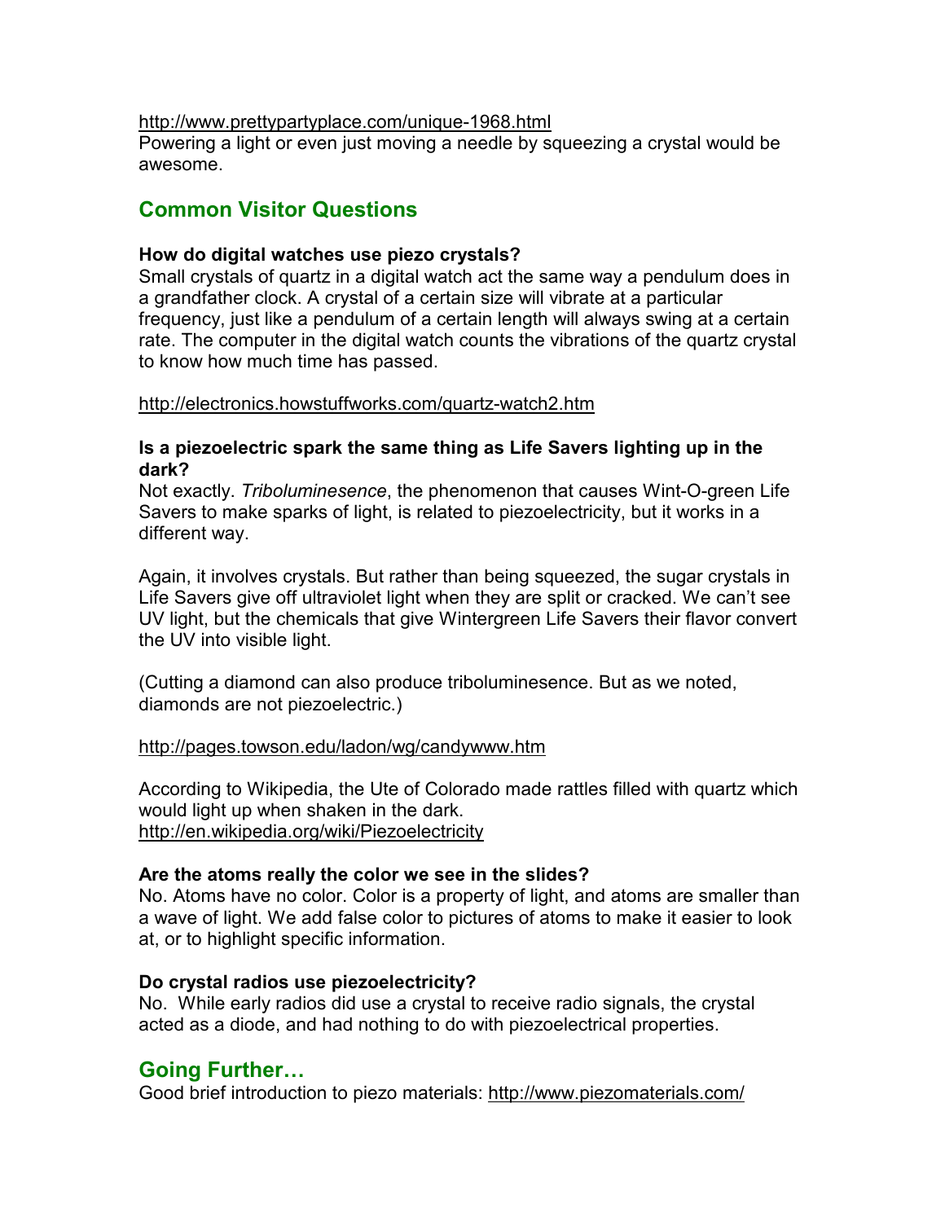http://www.prettypartyplace.com/unique-1968.html
Powering a light or even just moving a needle by squeezing a crystal would be awesome.

## Common Visitor Questions

**How do digital watches use piezo crystals?**
Small crystals of quartz in a digital watch act the same way a pendulum does in a grandfather clock. A crystal of a certain size will vibrate at a particular frequency, just like a pendulum of a certain length will always swing at a certain rate. The computer in the digital watch counts the vibrations of the quartz crystal to know how much time has passed.

http://electronics.howstuffworks.com/quartz-watch2.htm

**Is a piezoelectric spark the same thing as Life Savers lighting up in the dark?**
Not exactly. *Triboluminesence*, the phenomenon that causes Wint-O-green Life Savers to make sparks of light, is related to piezoelectricity, but it works in a different way.

Again, it involves crystals. But rather than being squeezed, the sugar crystals in Life Savers give off ultraviolet light when they are split or cracked. We can't see UV light, but the chemicals that give Wintergreen Life Savers their flavor convert the UV into visible light.

(Cutting a diamond can also produce triboluminesence. But as we noted, diamonds are not piezoelectric.)

http://pages.towson.edu/ladon/wg/candywww.htm

According to Wikipedia, the Ute of Colorado made rattles filled with quartz which would light up when shaken in the dark.
http://en.wikipedia.org/wiki/Piezoelectricity

**Are the atoms really the color we see in the slides?**
No. Atoms have no color. Color is a property of light, and atoms are smaller than a wave of light. We add false color to pictures of atoms to make it easier to look at, or to highlight specific information.

**Do crystal radios use piezoelectricity?**
No. While early radios did use a crystal to receive radio signals, the crystal acted as a diode, and had nothing to do with piezoelectrical properties.

## Going Further…

Good brief introduction to piezo materials: http://www.piezomaterials.com/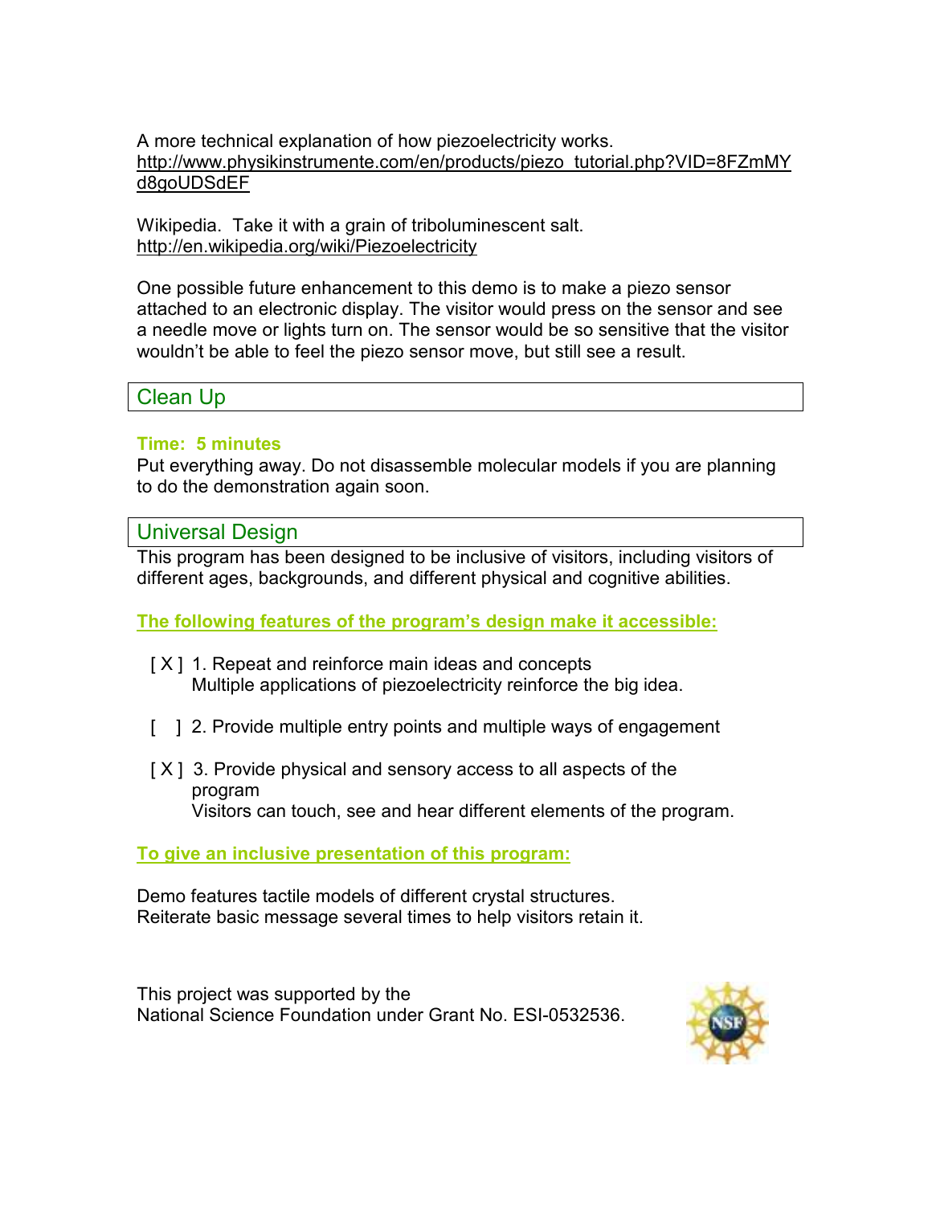A more technical explanation of how piezoelectricity works.
http://www.physikinstrumente.com/en/products/piezo_tutorial.php?VID=8FZmMYd8goUDSdEF

Wikipedia. Take it with a grain of triboluminescent salt.
http://en.wikipedia.org/wiki/Piezoelectricity

One possible future enhancement to this demo is to make a piezo sensor attached to an electronic display. The visitor would press on the sensor and see a needle move or lights turn on. The sensor would be so sensitive that the visitor wouldn't be able to feel the piezo sensor move, but still see a result.

## Clean Up

**Time: 5 minutes**

Put everything away. Do not disassemble molecular models if you are planning to do the demonstration again soon.

## Universal Design

This program has been designed to be inclusive of visitors, including visitors of different ages, backgrounds, and different physical and cognitive abilities.

**The following features of the program's design make it accessible:**

[ X ] 1. Repeat and reinforce main ideas and concepts
Multiple applications of piezoelectricity reinforce the big idea.

[ ] 2. Provide multiple entry points and multiple ways of engagement

[ X ] 3. Provide physical and sensory access to all aspects of the program
Visitors can touch, see and hear different elements of the program.

**To give an inclusive presentation of this program:**

Demo features tactile models of different crystal structures.
Reiterate basic message several times to help visitors retain it.

This project was supported by the
National Science Foundation under Grant No. ESI-0532536.